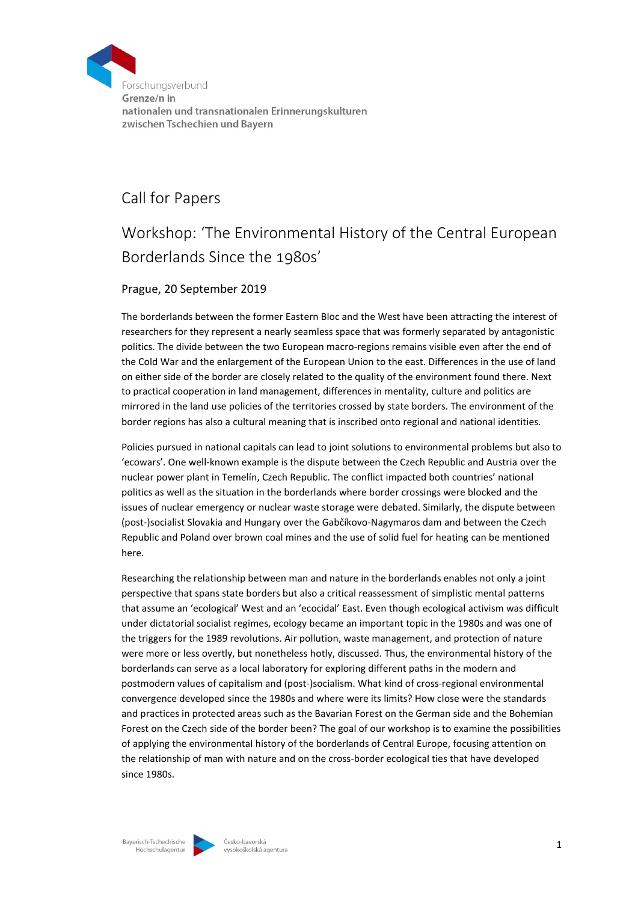Forschungsverbund
Grenze/n in
nationalen und transnationalen Erinnerungskulturen
zwischen Tschechien und Bayern

# Call for Papers

## Workshop: 'The Environmental History of the Central European Borderlands Since the 1980s'

### Prague, 20 September 2019

The borderlands between the former Eastern Bloc and the West have been attracting the interest of researchers for they represent a nearly seamless space that was formerly separated by antagonistic politics. The divide between the two European macro-regions remains visible even after the end of the Cold War and the enlargement of the European Union to the east. Differences in the use of land on either side of the border are closely related to the quality of the environment found there. Next to practical cooperation in land management, differences in mentality, culture and politics are mirrored in the land use policies of the territories crossed by state borders. The environment of the border regions has also a cultural meaning that is inscribed onto regional and national identities.

Policies pursued in national capitals can lead to joint solutions to environmental problems but also to 'ecowars'. One well-known example is the dispute between the Czech Republic and Austria over the nuclear power plant in Temelín, Czech Republic. The conflict impacted both countries' national politics as well as the situation in the borderlands where border crossings were blocked and the issues of nuclear emergency or nuclear waste storage were debated. Similarly, the dispute between (post-)socialist Slovakia and Hungary over the Gabčíkovo-Nagymaros dam and between the Czech Republic and Poland over brown coal mines and the use of solid fuel for heating can be mentioned here.

Researching the relationship between man and nature in the borderlands enables not only a joint perspective that spans state borders but also a critical reassessment of simplistic mental patterns that assume an 'ecological' West and an 'ecocidal' East. Even though ecological activism was difficult under dictatorial socialist regimes, ecology became an important topic in the 1980s and was one of the triggers for the 1989 revolutions. Air pollution, waste management, and protection of nature were more or less overtly, but nonetheless hotly, discussed. Thus, the environmental history of the borderlands can serve as a local laboratory for exploring different paths in the modern and postmodern values of capitalism and (post-)socialism. What kind of cross-regional environmental convergence developed since the 1980s and where were its limits? How close were the standards and practices in protected areas such as the Bavarian Forest on the German side and the Bohemian Forest on the Czech side of the border been? The goal of our workshop is to examine the possibilities of applying the environmental history of the borderlands of Central Europe, focusing attention on the relationship of man with nature and on the cross-border ecological ties that have developed since 1980s.

Bayerisch-Tschechische Hochschulagentur — Česko-bavorská vysokoškolská agentura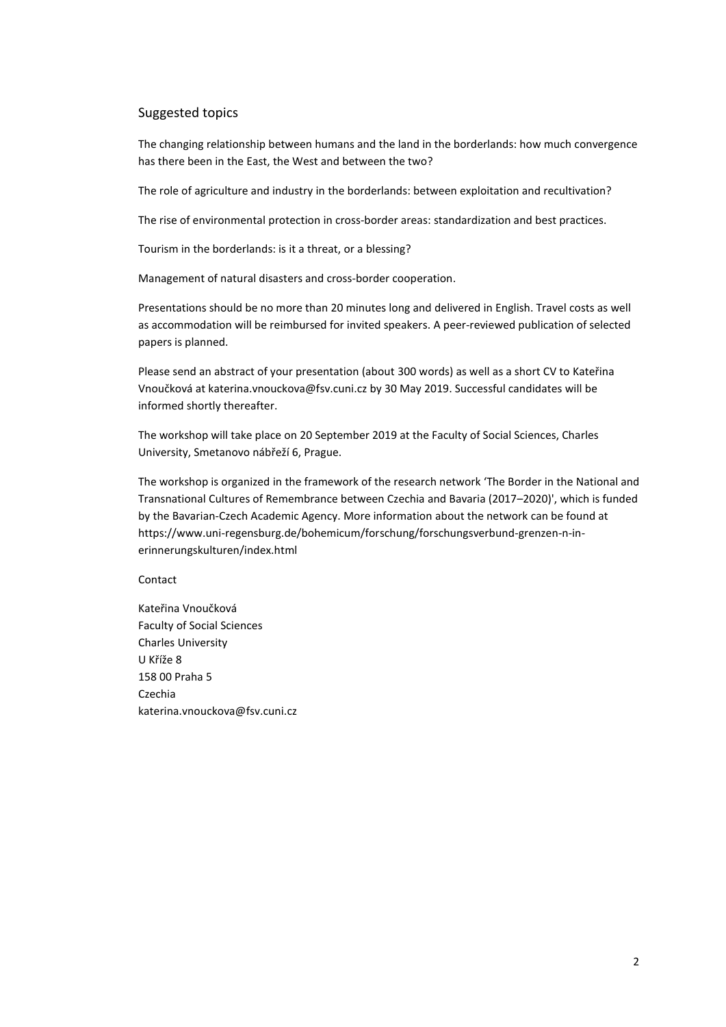## Suggested topics

The changing relationship between humans and the land in the borderlands: how much convergence has there been in the East, the West and between the two?

The role of agriculture and industry in the borderlands: between exploitation and recultivation?

The rise of environmental protection in cross-border areas: standardization and best practices.

Tourism in the borderlands: is it a threat, or a blessing?

Management of natural disasters and cross-border cooperation.

Presentations should be no more than 20 minutes long and delivered in English. Travel costs as well as accommodation will be reimbursed for invited speakers. A peer-reviewed publication of selected papers is planned.

Please send an abstract of your presentation (about 300 words) as well as a short CV to Kateřina Vnoučková at katerina.vnouckova@fsv.cuni.cz by 30 May 2019. Successful candidates will be informed shortly thereafter.

The workshop will take place on 20 September 2019 at the Faculty of Social Sciences, Charles University, Smetanovo nábřeží 6, Prague.

The workshop is organized in the framework of the research network 'The Border in the National and Transnational Cultures of Remembrance between Czechia and Bavaria (2017–2020)', which is funded by the Bavarian-Czech Academic Agency. More information about the network can be found at https://www.uni-regensburg.de/bohemicum/forschung/forschungsverbund-grenzen-n-in-erinnerungskulturen/index.html

Contact

Kateřina Vnoučková
Faculty of Social Sciences
Charles University
U Kříže 8
158 00 Praha 5
Czechia
katerina.vnouckova@fsv.cuni.cz